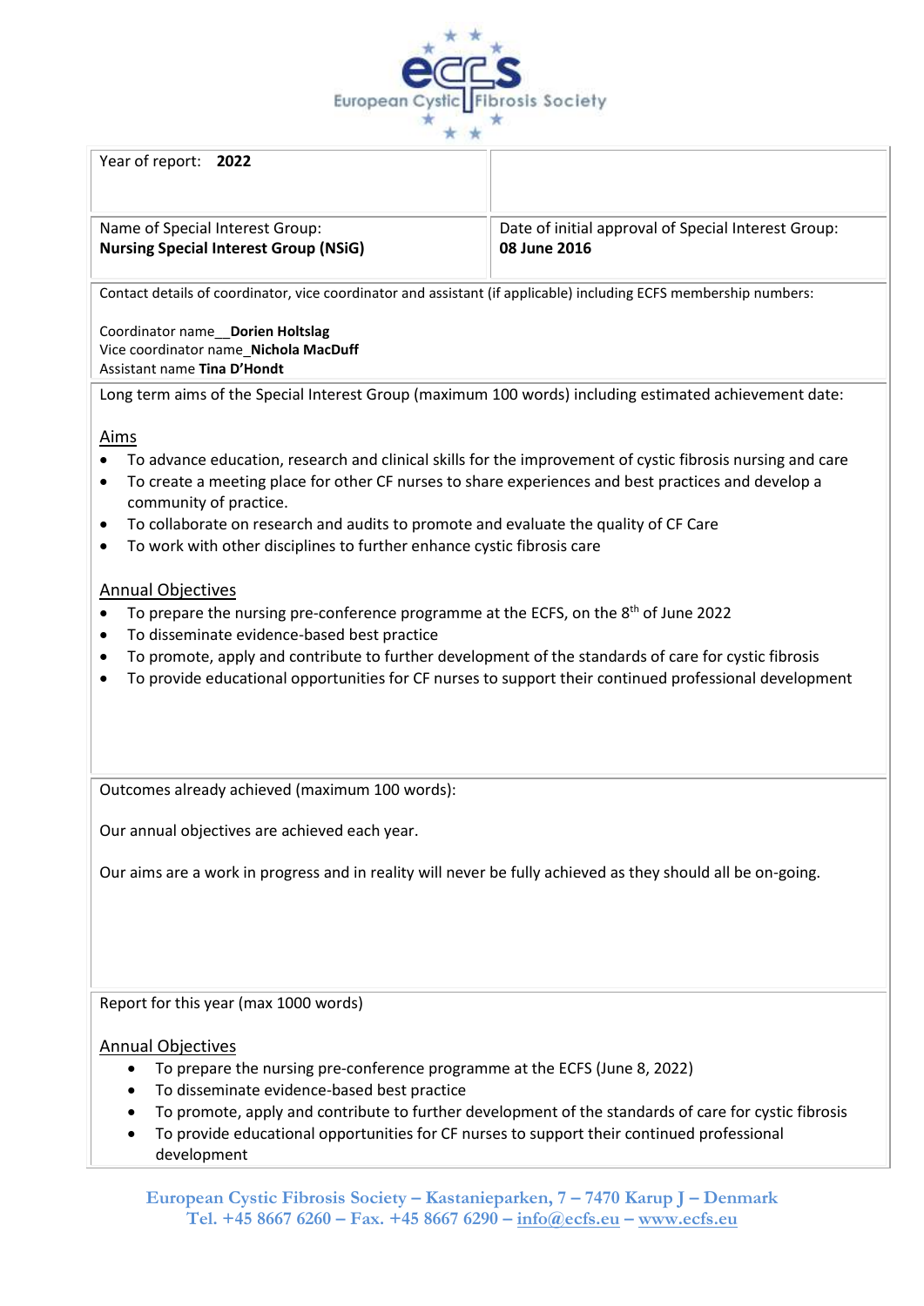| Year of report: **2022** | |
|---|---|
| Name of Special Interest Group:<br>**Nursing Special Interest Group (NSiG)** | Date of initial approval of Special Interest Group:<br>**08 June 2016** |

Contact details of coordinator, vice coordinator and assistant (if applicable) including ECFS membership numbers:

Coordinator name__**Dorien Holtslag**
Vice coordinator name_**Nichola MacDuff**
Assistant name **Tina D'Hondt**

Long term aims of the Special Interest Group (maximum 100 words) including estimated achievement date:

<u>Aims</u>

- To advance education, research and clinical skills for the improvement of cystic fibrosis nursing and care
- To create a meeting place for other CF nurses to share experiences and best practices and develop a community of practice.
- To collaborate on research and audits to promote and evaluate the quality of CF Care
- To work with other disciplines to further enhance cystic fibrosis care

<u>Annual Objectives</u>

- To prepare the nursing pre-conference programme at the ECFS, on the 8th of June 2022
- To disseminate evidence-based best practice
- To promote, apply and contribute to further development of the standards of care for cystic fibrosis
- To provide educational opportunities for CF nurses to support their continued professional development

Outcomes already achieved (maximum 100 words):

Our annual objectives are achieved each year.

Our aims are a work in progress and in reality will never be fully achieved as they should all be on-going.

Report for this year (max 1000 words)

<u>Annual Objectives</u>

- To prepare the nursing pre-conference programme at the ECFS (June 8, 2022)
- To disseminate evidence-based best practice
- To promote, apply and contribute to further development of the standards of care for cystic fibrosis
- To provide educational opportunities for CF nurses to support their continued professional development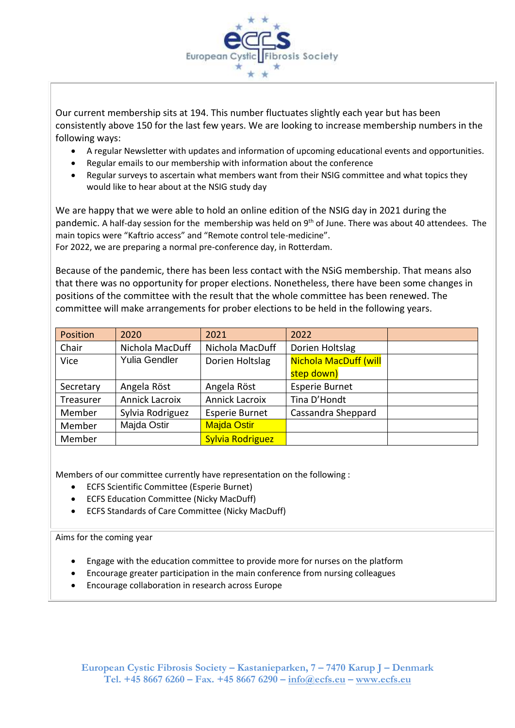Our current membership sits at 194. This number fluctuates slightly each year but has been consistently above 150 for the last few years. We are looking to increase membership numbers in the following ways:

- A regular Newsletter with updates and information of upcoming educational events and opportunities.
- Regular emails to our membership with information about the conference
- Regular surveys to ascertain what members want from their NSIG committee and what topics they would like to hear about at the NSIG study day

We are happy that we were able to hold an online edition of the NSIG day in 2021 during the pandemic. A half-day session for the membership was held on 9th of June. There was about 40 attendees. The main topics were "Kaftrio access" and "Remote control tele-medicine".
For 2022, we are preparing a normal pre-conference day, in Rotterdam.

Because of the pandemic, there has been less contact with the NSiG membership. That means also that there was no opportunity for proper elections. Nonetheless, there have been some changes in positions of the committee with the result that the whole committee has been renewed. The committee will make arrangements for prober elections to be held in the following years.

| Position | 2020 | 2021 | 2022 | |
|---|---|---|---|---|
| Chair | Nichola MacDuff | Nichola MacDuff | Dorien Holtslag | |
| Vice | Yulia Gendler | Dorien Holtslag | Nichola MacDuff (will step down) | |
| Secretary | Angela Röst | Angela Röst | Esperie Burnet | |
| Treasurer | Annick Lacroix | Annick Lacroix | Tina D'Hondt | |
| Member | Sylvia Rodriguez | Esperie Burnet | Cassandra Sheppard | |
| Member | Majda Ostir | Majda Ostir | | |
| Member | | Sylvia Rodriguez | | |

Members of our committee currently have representation on the following :

- ECFS Scientific Committee (Esperie Burnet)
- ECFS Education Committee (Nicky MacDuff)
- ECFS Standards of Care Committee (Nicky MacDuff)

Aims for the coming year

- Engage with the education committee to provide more for nurses on the platform
- Encourage greater participation in the main conference from nursing colleagues
- Encourage collaboration in research across Europe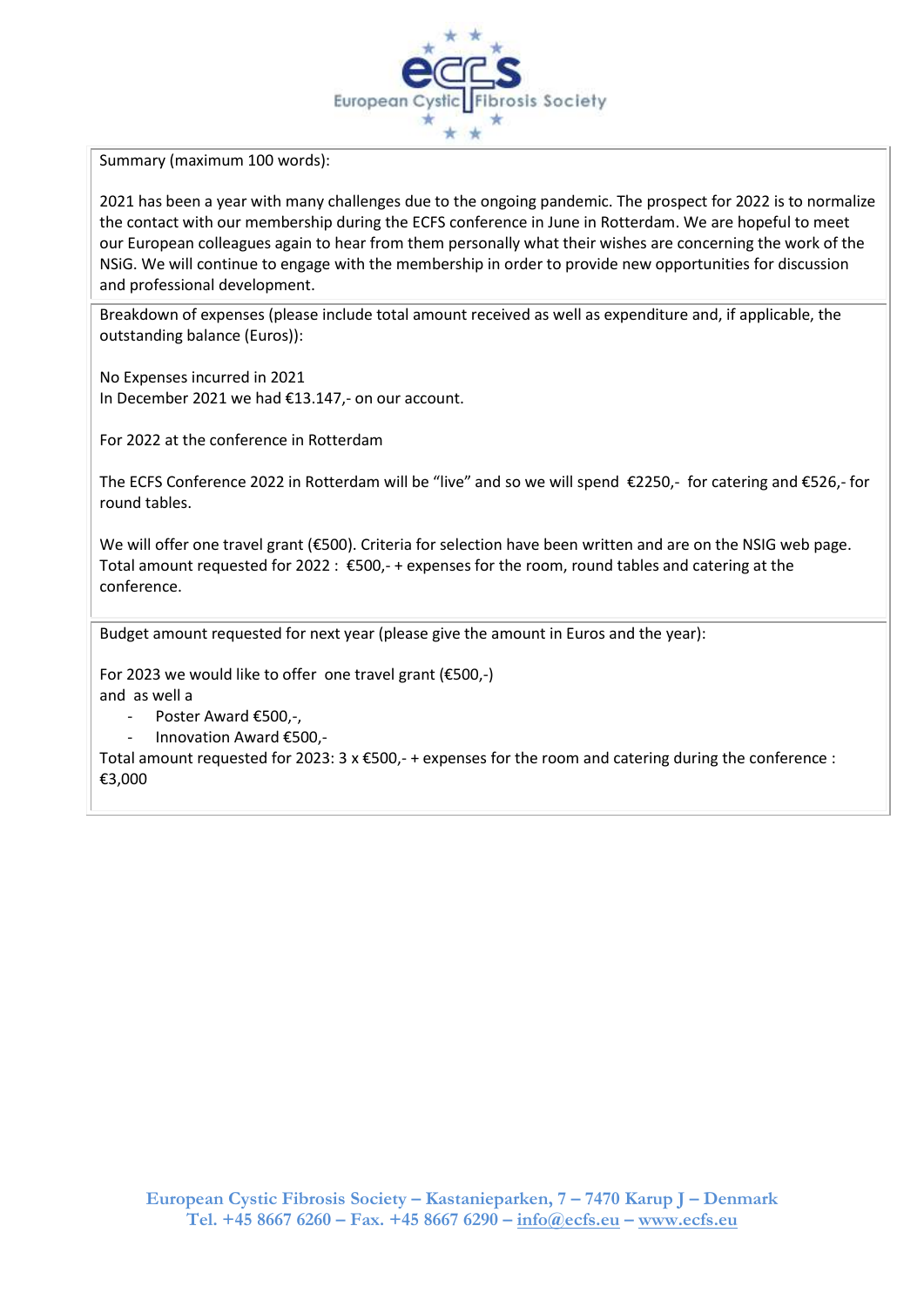Summary (maximum 100 words):

2021 has been a year with many challenges due to the ongoing pandemic. The prospect for 2022 is to normalize the contact with our membership during the ECFS conference in June in Rotterdam. We are hopeful to meet our European colleagues again to hear from them personally what their wishes are concerning the work of the NSiG. We will continue to engage with the membership in order to provide new opportunities for discussion and professional development.

Breakdown of expenses (please include total amount received as well as expenditure and, if applicable, the outstanding balance (Euros)):

No Expenses incurred in 2021
In December 2021 we had €13.147,- on our account.

For 2022 at the conference in Rotterdam

The ECFS Conference 2022 in Rotterdam will be "live" and so we will spend €2250,- for catering and €526,- for round tables.

We will offer one travel grant (€500). Criteria for selection have been written and are on the NSIG web page.
Total amount requested for 2022 : €500,- + expenses for the room, round tables and catering at the conference.

Budget amount requested for next year (please give the amount in Euros and the year):

For 2023 we would like to offer one travel grant (€500,-)
and as well a

- Poster Award €500,-,
- Innovation Award €500,-

Total amount requested for 2023: 3 x €500,- + expenses for the room and catering during the conference : €3,000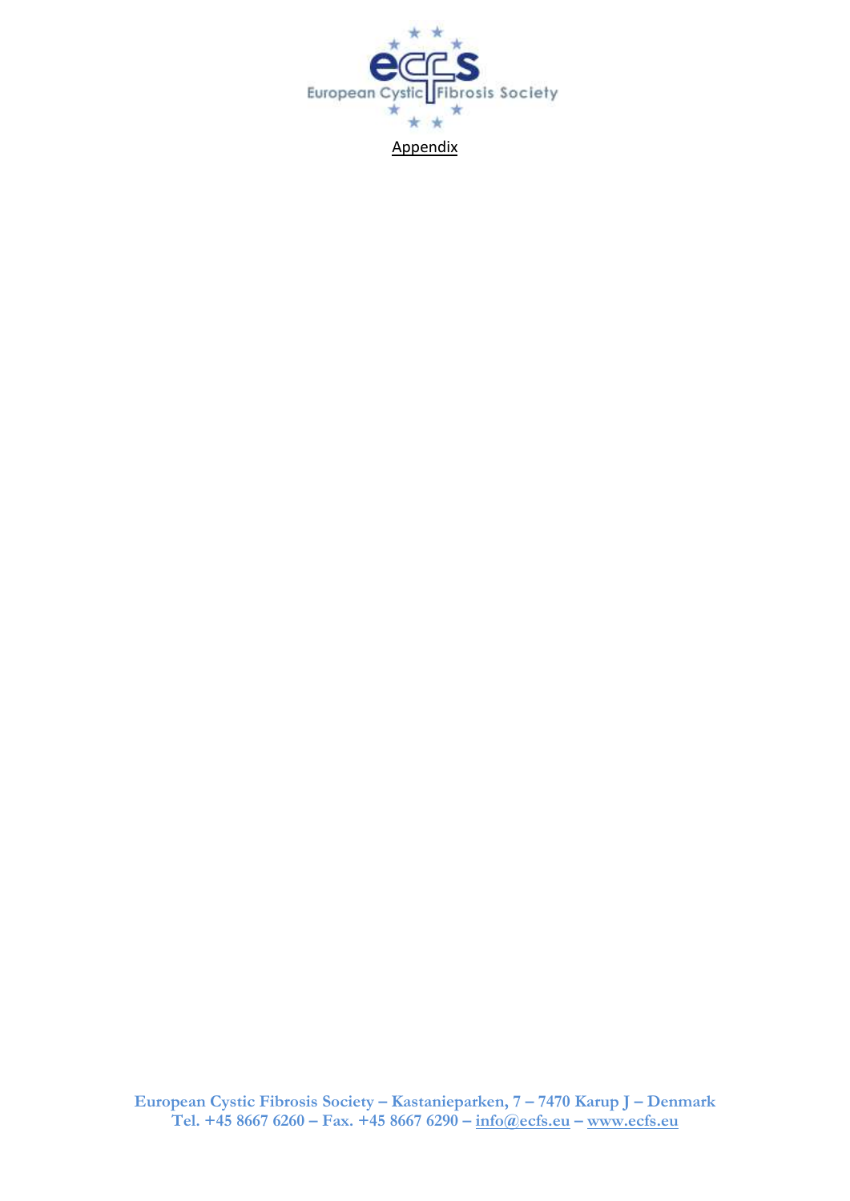Appendix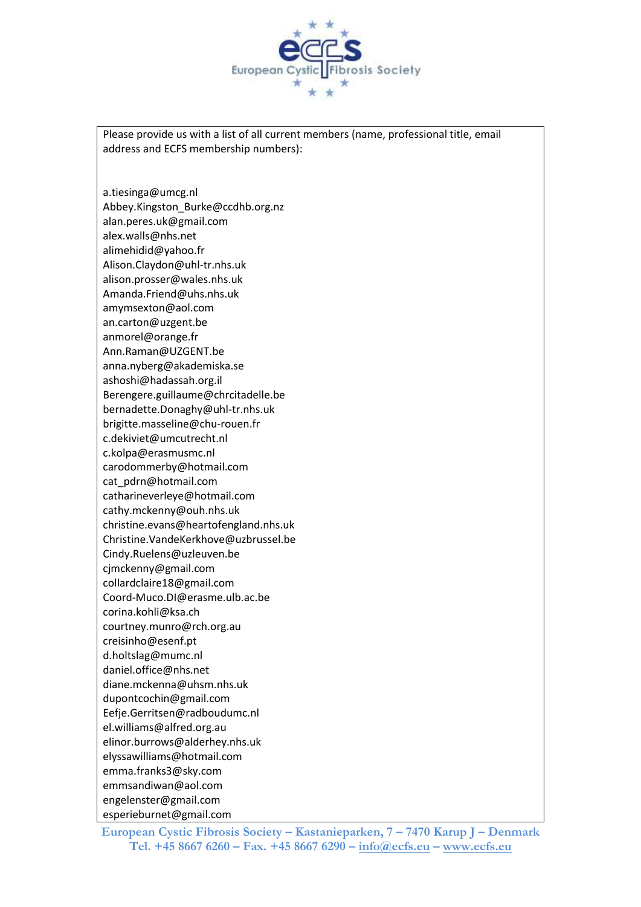Please provide us with a list of all current members (name, professional title, email address and ECFS membership numbers):

a.tiesinga@umcg.nl
Abbey.Kingston_Burke@ccdhb.org.nz
alan.peres.uk@gmail.com
alex.walls@nhs.net
alimehidid@yahoo.fr
Alison.Claydon@uhl-tr.nhs.uk
alison.prosser@wales.nhs.uk
Amanda.Friend@uhs.nhs.uk
amymsexton@aol.com
an.carton@uzgent.be
anmorel@orange.fr
Ann.Raman@UZGENT.be
anna.nyberg@akademiska.se
ashoshi@hadassah.org.il
Berengere.guillaume@chrcitadelle.be
bernadette.Donaghy@uhl-tr.nhs.uk
brigitte.masseline@chu-rouen.fr
c.dekiviet@umcutrecht.nl
c.kolpa@erasmusmc.nl
carodommerby@hotmail.com
cat_pdrn@hotmail.com
catharineverleye@hotmail.com
cathy.mckenny@ouh.nhs.uk
christine.evans@heartofengland.nhs.uk
Christine.VandeKerkhove@uzbrussel.be
Cindy.Ruelens@uzleuven.be
cjmckenny@gmail.com
collardclaire18@gmail.com
Coord-Muco.DI@erasme.ulb.ac.be
corina.kohli@ksa.ch
courtney.munro@rch.org.au
creisinho@esenf.pt
d.holtslag@mumc.nl
daniel.office@nhs.net
diane.mckenna@uhsm.nhs.uk
dupontcochin@gmail.com
Eefje.Gerritsen@radboudumc.nl
el.williams@alfred.org.au
elinor.burrows@alderhey.nhs.uk
elyssawilliams@hotmail.com
emma.franks3@sky.com
emmsandiwan@aol.com
engelenster@gmail.com
esperieburnet@gmail.com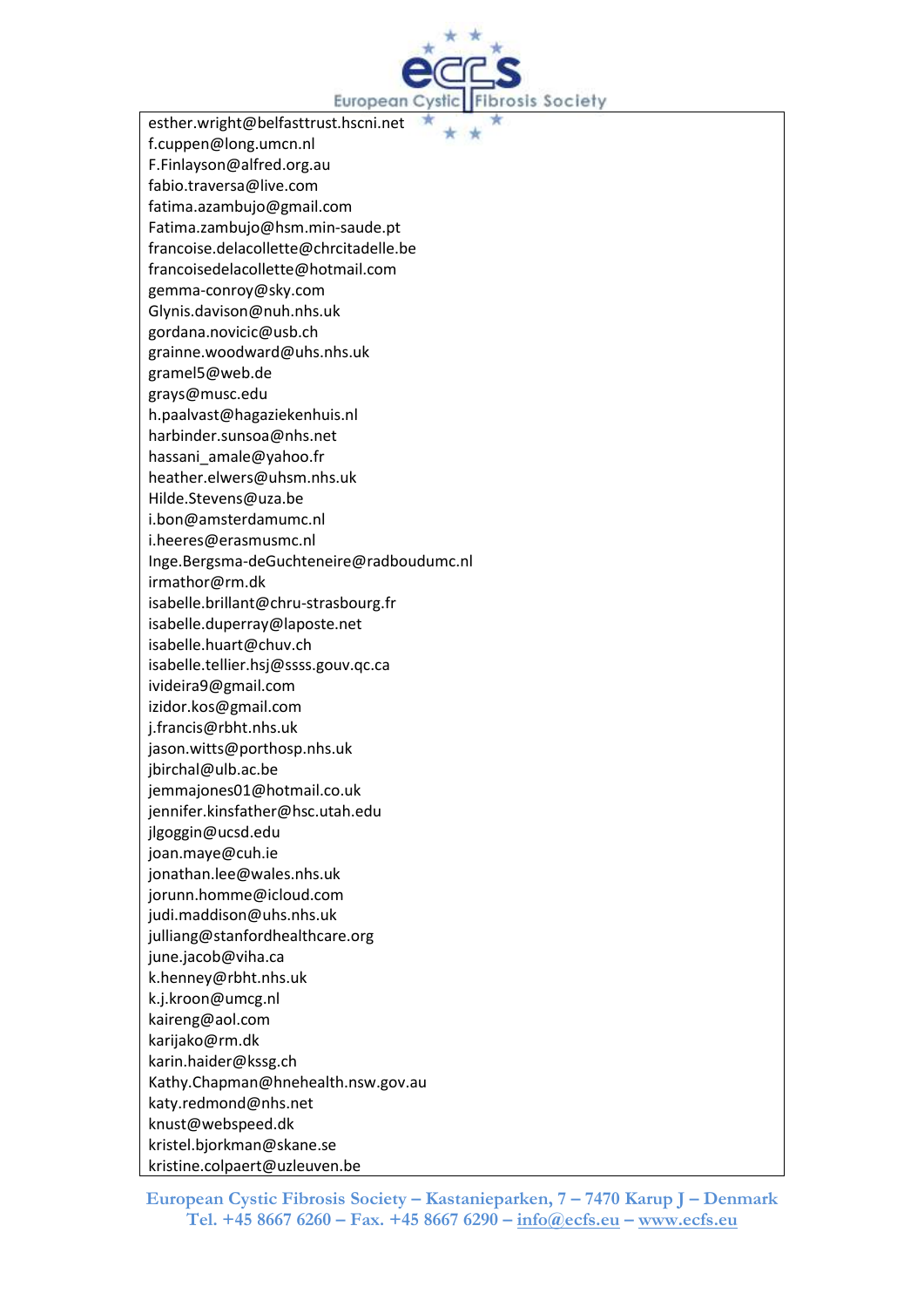esther.wright@belfasttrust.hscni.net
f.cuppen@long.umcn.nl
F.Finlayson@alfred.org.au
fabio.traversa@live.com
fatima.azambujo@gmail.com
Fatima.zambujo@hsm.min-saude.pt
francoise.delacollette@chrcitadelle.be
francoisedelacollette@hotmail.com
gemma-conroy@sky.com
Glynis.davison@nuh.nhs.uk
gordana.novicic@usb.ch
grainne.woodward@uhs.nhs.uk
gramel5@web.de
grays@musc.edu
h.paalvast@hagaziekenhuis.nl
harbinder.sunsoa@nhs.net
hassani_amale@yahoo.fr
heather.elwers@uhsm.nhs.uk
Hilde.Stevens@uza.be
i.bon@amsterdamumc.nl
i.heeres@erasmusmc.nl
Inge.Bergsma-deGuchteneire@radboudumc.nl
irmathor@rm.dk
isabelle.brillant@chru-strasbourg.fr
isabelle.duperray@laposte.net
isabelle.huart@chuv.ch
isabelle.tellier.hsj@ssss.gouv.qc.ca
ivideira9@gmail.com
izidor.kos@gmail.com
j.francis@rbht.nhs.uk
jason.witts@porthosp.nhs.uk
jbirchal@ulb.ac.be
jemmajones01@hotmail.co.uk
jennifer.kinsfather@hsc.utah.edu
jlgoggin@ucsd.edu
joan.maye@cuh.ie
jonathan.lee@wales.nhs.uk
jorunn.homme@icloud.com
judi.maddison@uhs.nhs.uk
julliang@stanfordhealthcare.org
june.jacob@viha.ca
k.henney@rbht.nhs.uk
k.j.kroon@umcg.nl
kaireng@aol.com
karijako@rm.dk
karin.haider@kssg.ch
Kathy.Chapman@hnehealth.nsw.gov.au
katy.redmond@nhs.net
knust@webspeed.dk
kristel.bjorkman@skane.se
kristine.colpaert@uzleuven.be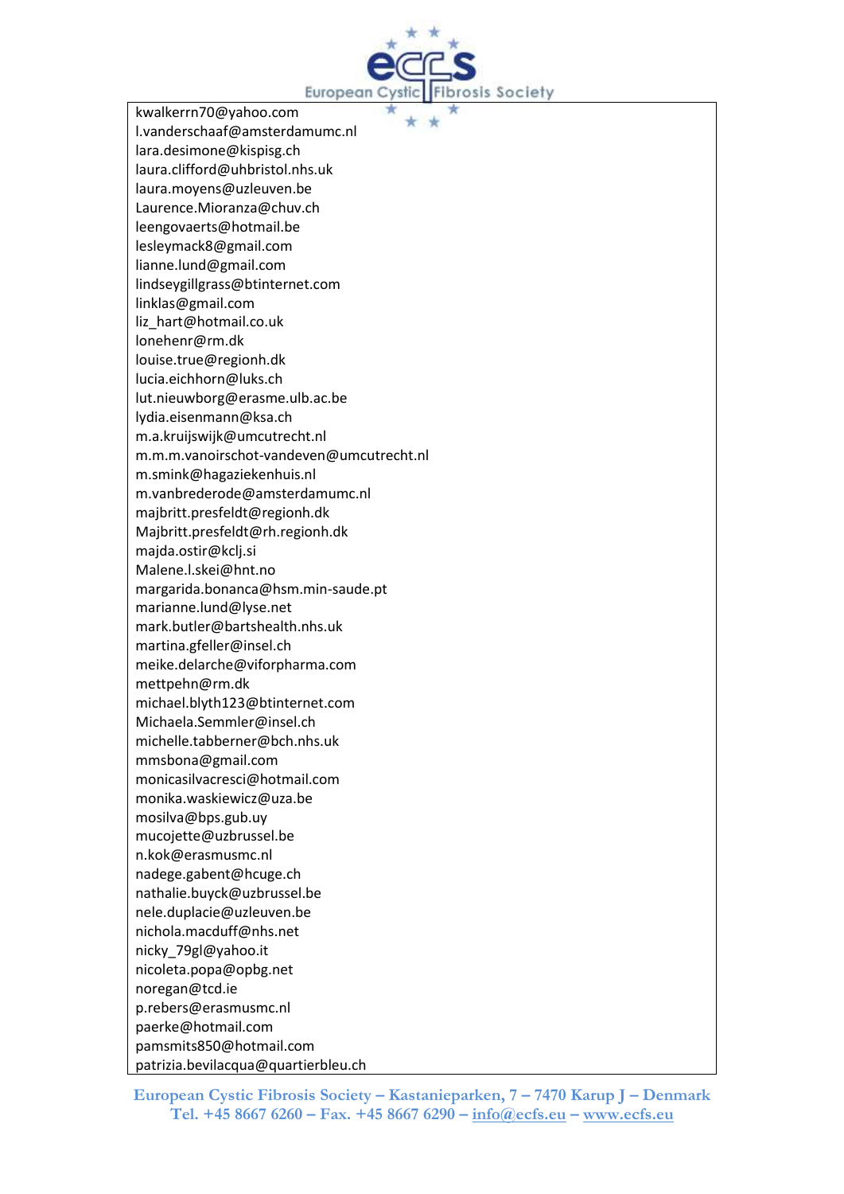kwalkerrn70@yahoo.com
l.vanderschaaf@amsterdamumc.nl
lara.desimone@kispisg.ch
laura.clifford@uhbristol.nhs.uk
laura.moyens@uzleuven.be
Laurence.Mioranza@chuv.ch
leengovaerts@hotmail.be
lesleymack8@gmail.com
lianne.lund@gmail.com
lindseygillgrass@btinternet.com
linklas@gmail.com
liz_hart@hotmail.co.uk
lonehenr@rm.dk
louise.true@regionh.dk
lucia.eichhorn@luks.ch
lut.nieuwborg@erasme.ulb.ac.be
lydia.eisenmann@ksa.ch
m.a.kruijswijk@umcutrecht.nl
m.m.m.vanoirschot-vandeven@umcutrecht.nl
m.smink@hagaziekenhuis.nl
m.vanbrederode@amsterdamumc.nl
majbritt.presfeldt@regionh.dk
Majbritt.presfeldt@rh.regionh.dk
majda.ostir@kclj.si
Malene.l.skei@hnt.no
margarida.bonanca@hsm.min-saude.pt
marianne.lund@lyse.net
mark.butler@bartshealth.nhs.uk
martina.gfeller@insel.ch
meike.delarche@viforpharma.com
mettpehn@rm.dk
michael.blyth123@btinternet.com
Michaela.Semmler@insel.ch
michelle.tabberner@bch.nhs.uk
mmsbona@gmail.com
monicasilvacresci@hotmail.com
monika.waskiewicz@uza.be
mosilva@bps.gub.uy
mucojette@uzbrussel.be
n.kok@erasmusmc.nl
nadege.gabent@hcuge.ch
nathalie.buyck@uzbrussel.be
nele.duplacie@uzleuven.be
nichola.macduff@nhs.net
nicky_79gl@yahoo.it
nicoleta.popa@opbg.net
noregan@tcd.ie
p.rebers@erasmusmc.nl
paerke@hotmail.com
pamsmits850@hotmail.com
patrizia.bevilacqua@quartierbleu.ch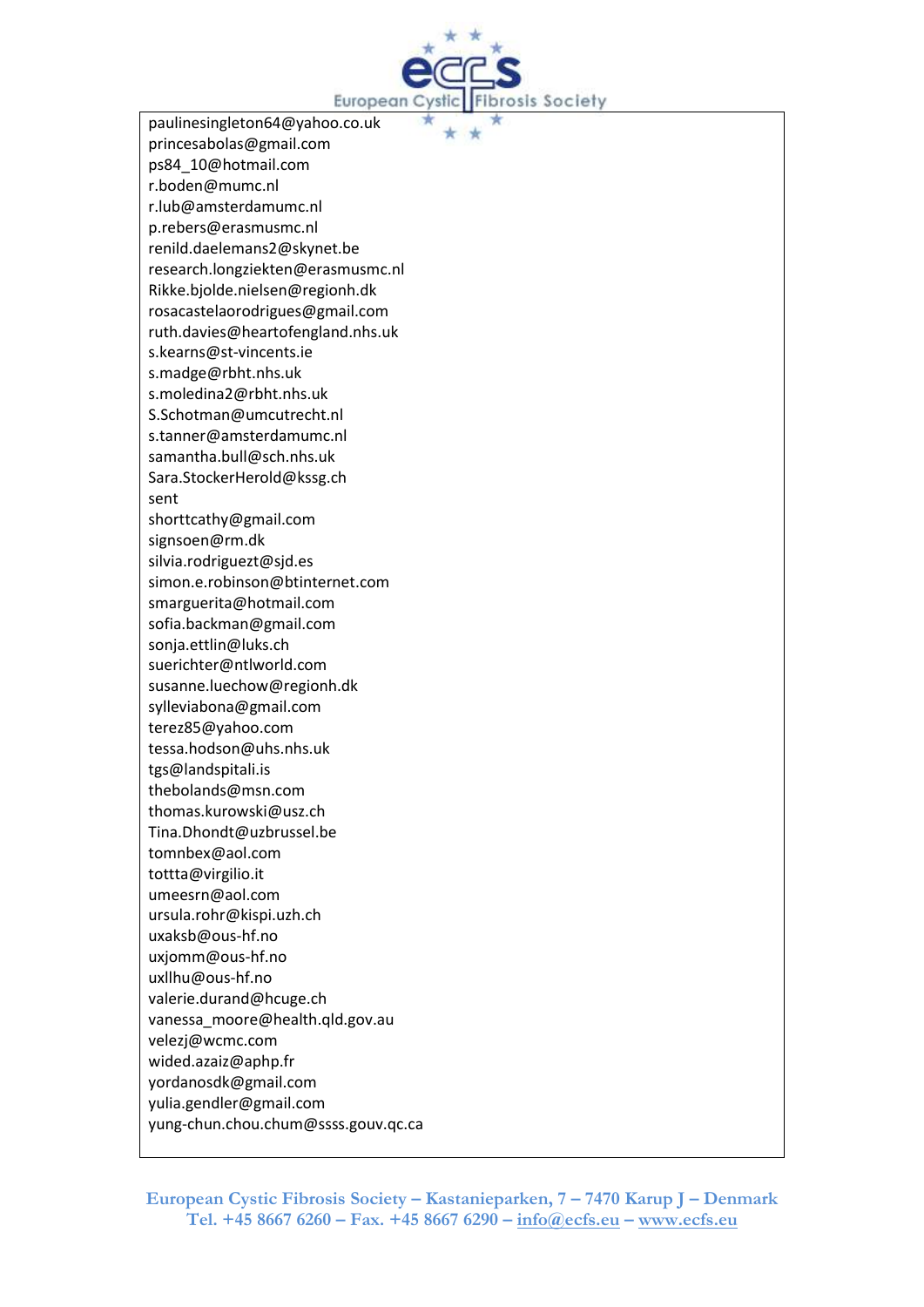paulinesingleton64@yahoo.co.uk
princesabolas@gmail.com
ps84_10@hotmail.com
r.boden@mumc.nl
r.lub@amsterdamumc.nl
p.rebers@erasmusmc.nl
renild.daelemans2@skynet.be
research.longziekten@erasmusmc.nl
Rikke.bjolde.nielsen@regionh.dk
rosacastelaorodrigues@gmail.com
ruth.davies@heartofengland.nhs.uk
s.kearns@st-vincents.ie
s.madge@rbht.nhs.uk
s.moledina2@rbht.nhs.uk
S.Schotman@umcutrecht.nl
s.tanner@amsterdamumc.nl
samantha.bull@sch.nhs.uk
Sara.StockerHerold@kssg.ch
sent
shorttcathy@gmail.com
signsoen@rm.dk
silvia.rodriguezt@sjd.es
simon.e.robinson@btinternet.com
smarguerita@hotmail.com
sofia.backman@gmail.com
sonja.ettlin@luks.ch
suerichter@ntlworld.com
susanne.luechow@regionh.dk
sylleviabona@gmail.com
terez85@yahoo.com
tessa.hodson@uhs.nhs.uk
tgs@landspitali.is
thebolands@msn.com
thomas.kurowski@usz.ch
Tina.Dhondt@uzbrussel.be
tomnbex@aol.com
tottta@virgilio.it
umeesrn@aol.com
ursula.rohr@kispi.uzh.ch
uxaksb@ous-hf.no
uxjomm@ous-hf.no
uxllhu@ous-hf.no
valerie.durand@hcuge.ch
vanessa_moore@health.qld.gov.au
velezj@wcmc.com
wided.azaiz@aphp.fr
yordanosdk@gmail.com
yulia.gendler@gmail.com
yung-chun.chou.chum@ssss.gouv.qc.ca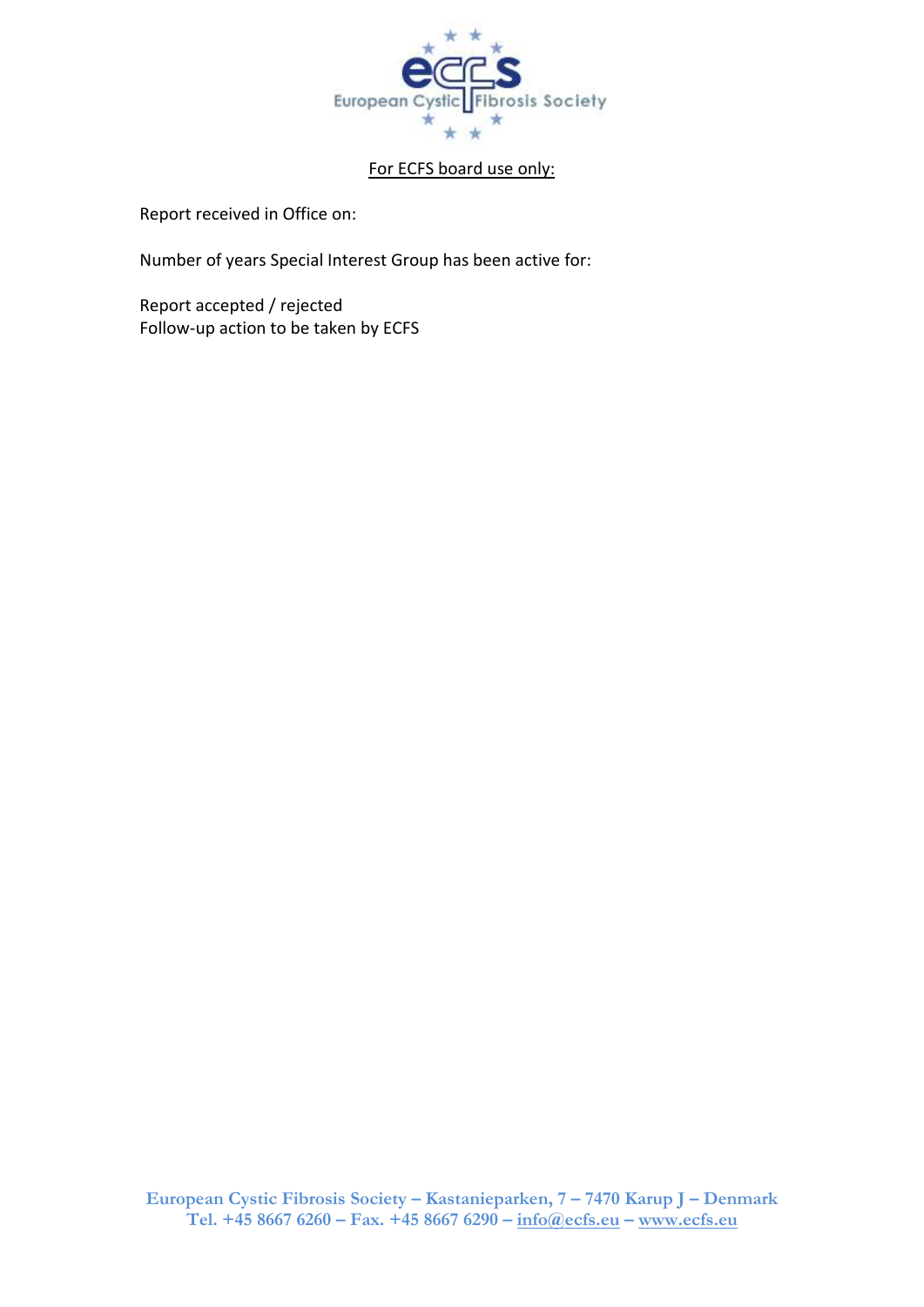For ECFS board use only:

Report received in Office on:

Number of years Special Interest Group has been active for:

Report accepted / rejected
Follow-up action to be taken by ECFS